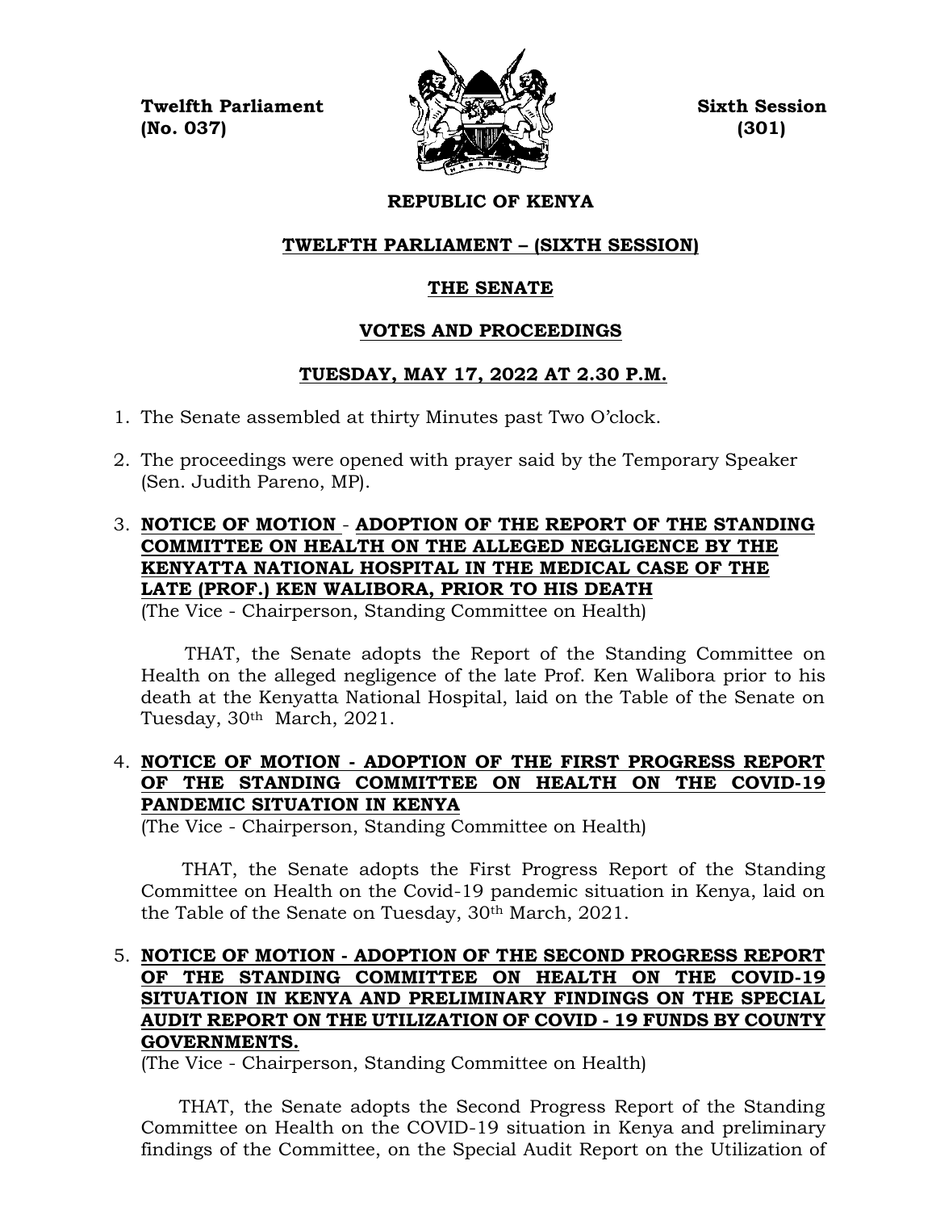**Twelfth Parliament**
**(No. 037)**

**Sixth Session**
**(301)**

# REPUBLIC OF KENYA

## TWELFTH PARLIAMENT – (SIXTH SESSION)

## THE SENATE

## VOTES AND PROCEEDINGS

## TUESDAY, MAY 17, 2022 AT 2.30 P.M.

1. The Senate assembled at thirty Minutes past Two O'clock.

2. The proceedings were opened with prayer said by the Temporary Speaker (Sen. Judith Pareno, MP).

3. **NOTICE OF MOTION - ADOPTION OF THE REPORT OF THE STANDING COMMITTEE ON HEALTH ON THE ALLEGED NEGLIGENCE BY THE KENYATTA NATIONAL HOSPITAL IN THE MEDICAL CASE OF THE LATE (PROF.) KEN WALIBORA, PRIOR TO HIS DEATH**
   (The Vice - Chairperson, Standing Committee on Health)

   THAT, the Senate adopts the Report of the Standing Committee on Health on the alleged negligence of the late Prof. Ken Walibora prior to his death at the Kenyatta National Hospital, laid on the Table of the Senate on Tuesday, 30th March, 2021.

4. **NOTICE OF MOTION - ADOPTION OF THE FIRST PROGRESS REPORT OF THE STANDING COMMITTEE ON HEALTH ON THE COVID-19 PANDEMIC SITUATION IN KENYA**
   (The Vice - Chairperson, Standing Committee on Health)

   THAT, the Senate adopts the First Progress Report of the Standing Committee on Health on the Covid-19 pandemic situation in Kenya, laid on the Table of the Senate on Tuesday, 30th March, 2021.

5. **NOTICE OF MOTION - ADOPTION OF THE SECOND PROGRESS REPORT OF THE STANDING COMMITTEE ON HEALTH ON THE COVID-19 SITUATION IN KENYA AND PRELIMINARY FINDINGS ON THE SPECIAL AUDIT REPORT ON THE UTILIZATION OF COVID - 19 FUNDS BY COUNTY GOVERNMENTS.**
   (The Vice - Chairperson, Standing Committee on Health)

   THAT, the Senate adopts the Second Progress Report of the Standing Committee on Health on the COVID-19 situation in Kenya and preliminary findings of the Committee, on the Special Audit Report on the Utilization of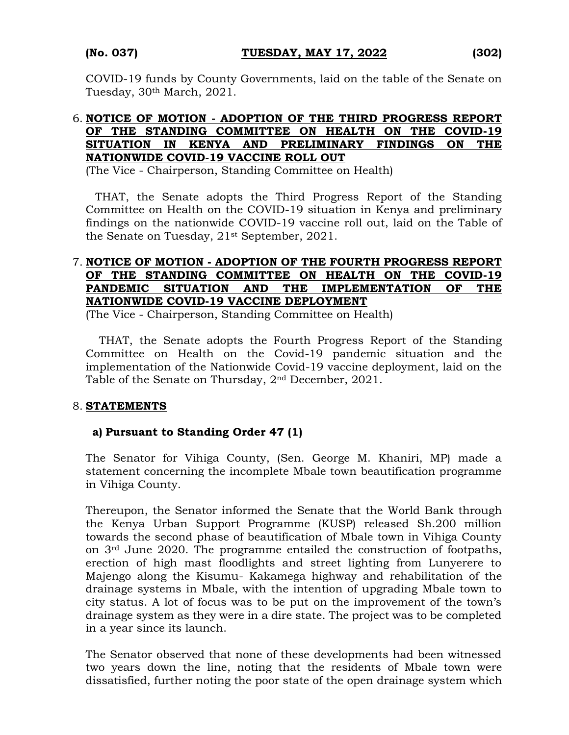COVID-19 funds by County Governments, laid on the table of the Senate on Tuesday, 30th March, 2021.

6. **NOTICE OF MOTION - ADOPTION OF THE THIRD PROGRESS REPORT OF THE STANDING COMMITTEE ON HEALTH ON THE COVID-19 SITUATION IN KENYA AND PRELIMINARY FINDINGS ON THE NATIONWIDE COVID-19 VACCINE ROLL OUT**

(The Vice - Chairperson, Standing Committee on Health)

THAT, the Senate adopts the Third Progress Report of the Standing Committee on Health on the COVID-19 situation in Kenya and preliminary findings on the nationwide COVID-19 vaccine roll out, laid on the Table of the Senate on Tuesday, 21st September, 2021.

7. **NOTICE OF MOTION - ADOPTION OF THE FOURTH PROGRESS REPORT OF THE STANDING COMMITTEE ON HEALTH ON THE COVID-19 PANDEMIC SITUATION AND THE IMPLEMENTATION OF THE NATIONWIDE COVID-19 VACCINE DEPLOYMENT**

(The Vice - Chairperson, Standing Committee on Health)

THAT, the Senate adopts the Fourth Progress Report of the Standing Committee on Health on the Covid-19 pandemic situation and the implementation of the Nationwide Covid-19 vaccine deployment, laid on the Table of the Senate on Thursday, 2nd December, 2021.

8. **STATEMENTS**

**a) Pursuant to Standing Order 47 (1)**

The Senator for Vihiga County, (Sen. George M. Khaniri, MP) made a statement concerning the incomplete Mbale town beautification programme in Vihiga County.

Thereupon, the Senator informed the Senate that the World Bank through the Kenya Urban Support Programme (KUSP) released Sh.200 million towards the second phase of beautification of Mbale town in Vihiga County on 3rd June 2020. The programme entailed the construction of footpaths, erection of high mast floodlights and street lighting from Lunyerere to Majengo along the Kisumu- Kakamega highway and rehabilitation of the drainage systems in Mbale, with the intention of upgrading Mbale town to city status. A lot of focus was to be put on the improvement of the town's drainage system as they were in a dire state. The project was to be completed in a year since its launch.

The Senator observed that none of these developments had been witnessed two years down the line, noting that the residents of Mbale town were dissatisfied, further noting the poor state of the open drainage system which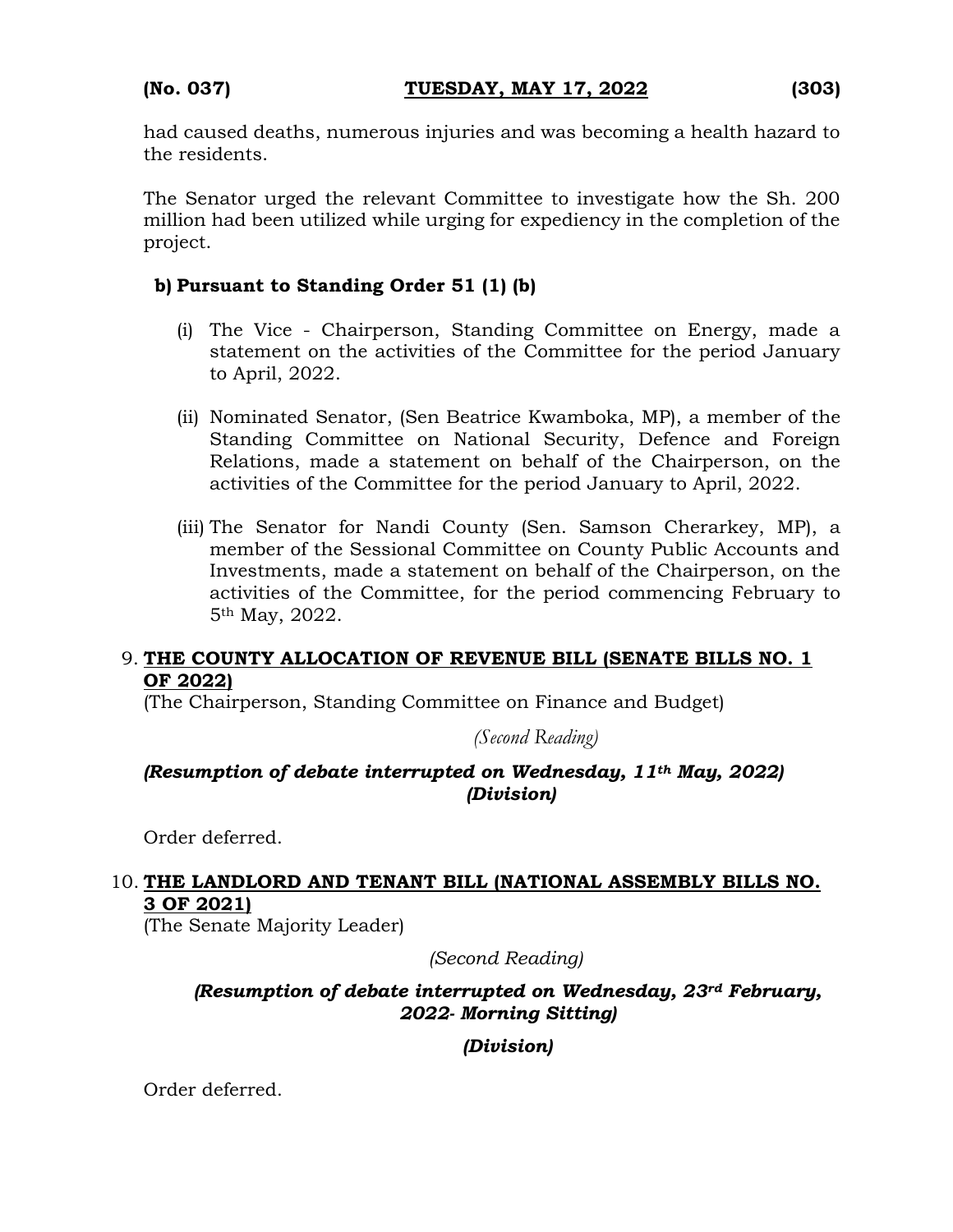had caused deaths, numerous injuries and was becoming a health hazard to the residents.

The Senator urged the relevant Committee to investigate how the Sh. 200 million had been utilized while urging for expediency in the completion of the project.

**b) Pursuant to Standing Order 51 (1) (b)**

(i) The Vice - Chairperson, Standing Committee on Energy, made a statement on the activities of the Committee for the period January to April, 2022.

(ii) Nominated Senator, (Sen Beatrice Kwamboka, MP), a member of the Standing Committee on National Security, Defence and Foreign Relations, made a statement on behalf of the Chairperson, on the activities of the Committee for the period January to April, 2022.

(iii) The Senator for Nandi County (Sen. Samson Cherarkey, MP), a member of the Sessional Committee on County Public Accounts and Investments, made a statement on behalf of the Chairperson, on the activities of the Committee, for the period commencing February to 5th May, 2022.

9. **THE COUNTY ALLOCATION OF REVENUE BILL (SENATE BILLS NO. 1 OF 2022)**
(The Chairperson, Standing Committee on Finance and Budget)

*(Second Reading)*

***(Resumption of debate interrupted on Wednesday, 11th May, 2022)***
***(Division)***

Order deferred.

10. **THE LANDLORD AND TENANT BILL (NATIONAL ASSEMBLY BILLS NO. 3 OF 2021)**
(The Senate Majority Leader)

*(Second Reading)*

***(Resumption of debate interrupted on Wednesday, 23rd February, 2022- Morning Sitting)***

***(Division)***

Order deferred.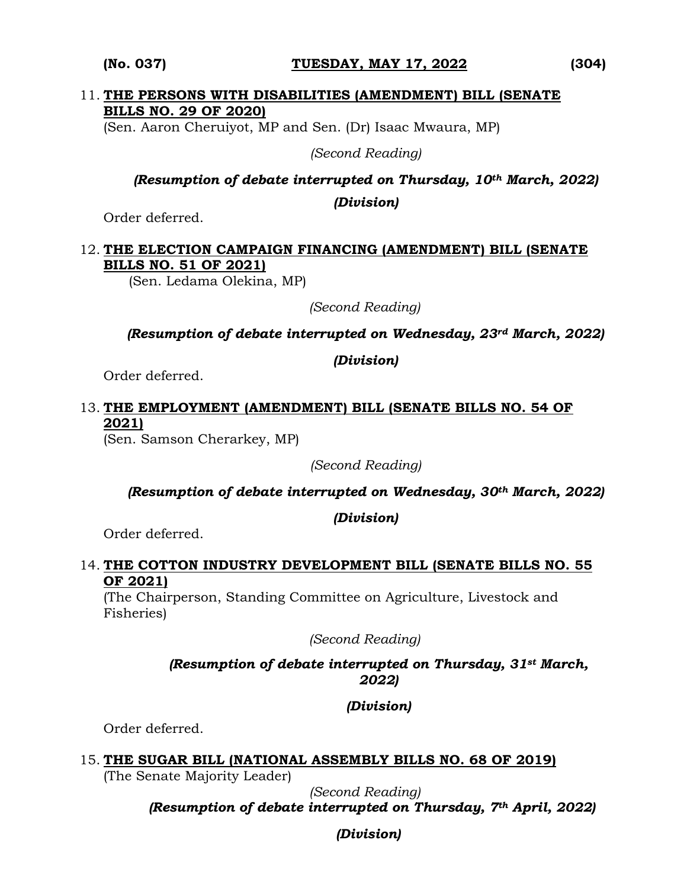11. **THE PERSONS WITH DISABILITIES (AMENDMENT) BILL (SENATE BILLS NO. 29 OF 2020)**
(Sen. Aaron Cheruiyot, MP and Sen. (Dr) Isaac Mwaura, MP)

*(Second Reading)*

***(Resumption of debate interrupted on Thursday, 10th March, 2022)***

***(Division)***

Order deferred.

12. **THE ELECTION CAMPAIGN FINANCING (AMENDMENT) BILL (SENATE BILLS NO. 51 OF 2021)**
(Sen. Ledama Olekina, MP)

*(Second Reading)*

***(Resumption of debate interrupted on Wednesday, 23rd March, 2022)***

***(Division)***

Order deferred.

13. **THE EMPLOYMENT (AMENDMENT) BILL (SENATE BILLS NO. 54 OF 2021)**
(Sen. Samson Cherarkey, MP)

*(Second Reading)*

***(Resumption of debate interrupted on Wednesday, 30th March, 2022)***

***(Division)***

Order deferred.

14. **THE COTTON INDUSTRY DEVELOPMENT BILL (SENATE BILLS NO. 55 OF 2021)**
(The Chairperson, Standing Committee on Agriculture, Livestock and Fisheries)

*(Second Reading)*

***(Resumption of debate interrupted on Thursday, 31st March, 2022)***

***(Division)***

Order deferred.

15. **THE SUGAR BILL (NATIONAL ASSEMBLY BILLS NO. 68 OF 2019)**
(The Senate Majority Leader)

*(Second Reading)*

***(Resumption of debate interrupted on Thursday, 7th April, 2022)***

***(Division)***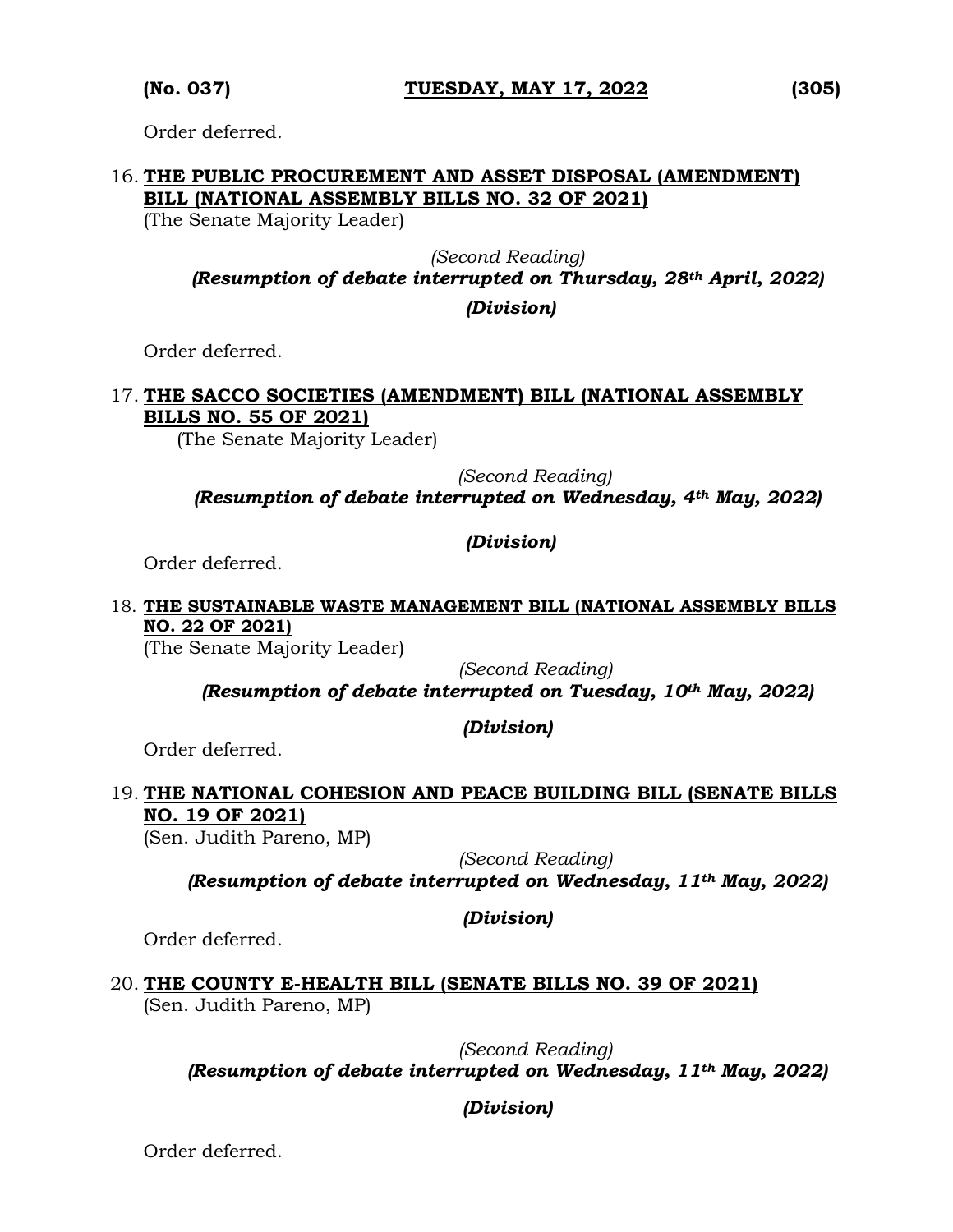Order deferred.

16. **THE PUBLIC PROCUREMENT AND ASSET DISPOSAL (AMENDMENT) BILL (NATIONAL ASSEMBLY BILLS NO. 32 OF 2021)**
(The Senate Majority Leader)

*(Second Reading)*
***(Resumption of debate interrupted on Thursday, 28th April, 2022)***
***(Division)***

Order deferred.

17. **THE SACCO SOCIETIES (AMENDMENT) BILL (NATIONAL ASSEMBLY BILLS NO. 55 OF 2021)**
(The Senate Majority Leader)

*(Second Reading)*
***(Resumption of debate interrupted on Wednesday, 4th May, 2022)***
***(Division)***

Order deferred.

18. **THE SUSTAINABLE WASTE MANAGEMENT BILL (NATIONAL ASSEMBLY BILLS NO. 22 OF 2021)**
(The Senate Majority Leader)

*(Second Reading)*
***(Resumption of debate interrupted on Tuesday, 10th May, 2022)***
***(Division)***

Order deferred.

19. **THE NATIONAL COHESION AND PEACE BUILDING BILL (SENATE BILLS NO. 19 OF 2021)**
(Sen. Judith Pareno, MP)

*(Second Reading)*
***(Resumption of debate interrupted on Wednesday, 11th May, 2022)***
***(Division)***

Order deferred.

20. **THE COUNTY E-HEALTH BILL (SENATE BILLS NO. 39 OF 2021)**
(Sen. Judith Pareno, MP)

*(Second Reading)*
***(Resumption of debate interrupted on Wednesday, 11th May, 2022)***
***(Division)***

Order deferred.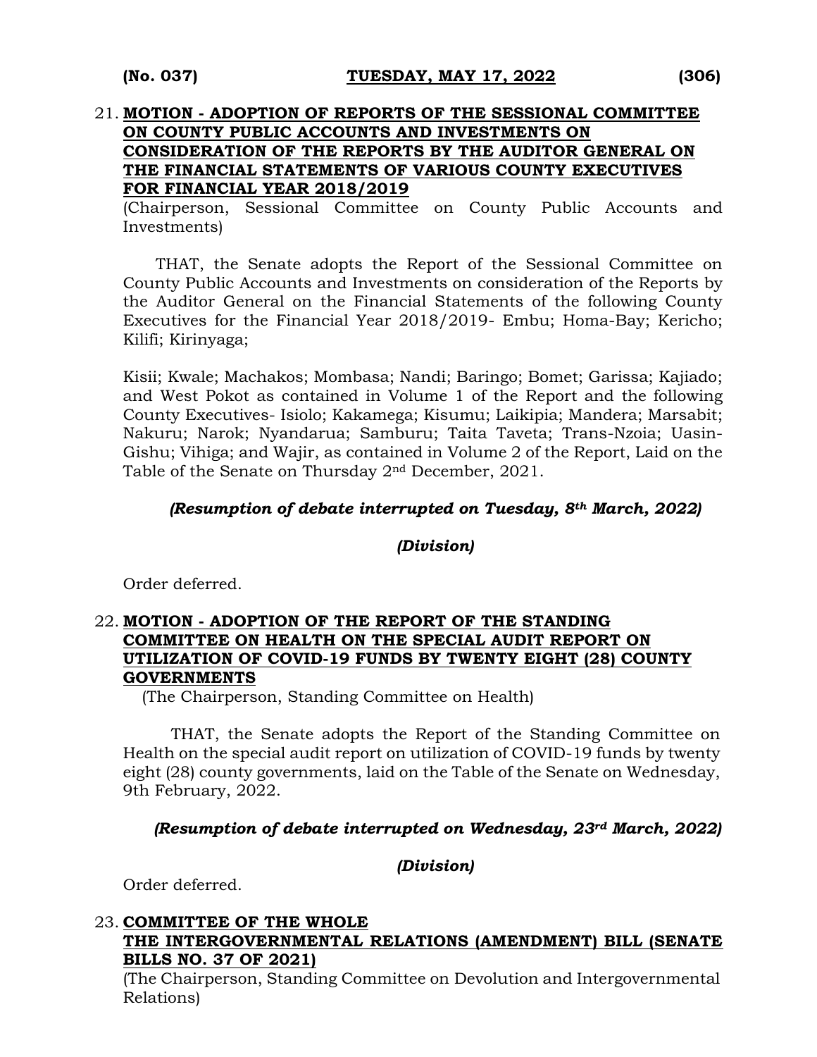21. **MOTION - ADOPTION OF REPORTS OF THE SESSIONAL COMMITTEE ON COUNTY PUBLIC ACCOUNTS AND INVESTMENTS ON CONSIDERATION OF THE REPORTS BY THE AUDITOR GENERAL ON THE FINANCIAL STATEMENTS OF VARIOUS COUNTY EXECUTIVES FOR FINANCIAL YEAR 2018/2019**

(Chairperson, Sessional Committee on County Public Accounts and Investments)

THAT, the Senate adopts the Report of the Sessional Committee on County Public Accounts and Investments on consideration of the Reports by the Auditor General on the Financial Statements of the following County Executives for the Financial Year 2018/2019- Embu; Homa-Bay; Kericho; Kilifi; Kirinyaga;

Kisii; Kwale; Machakos; Mombasa; Nandi; Baringo; Bomet; Garissa; Kajiado; and West Pokot as contained in Volume 1 of the Report and the following County Executives- Isiolo; Kakamega; Kisumu; Laikipia; Mandera; Marsabit; Nakuru; Narok; Nyandarua; Samburu; Taita Taveta; Trans-Nzoia; Uasin-Gishu; Vihiga; and Wajir, as contained in Volume 2 of the Report, Laid on the Table of the Senate on Thursday 2nd December, 2021.

***(Resumption of debate interrupted on Tuesday, 8th March, 2022)***

***(Division)***

Order deferred.

22. **MOTION - ADOPTION OF THE REPORT OF THE STANDING COMMITTEE ON HEALTH ON THE SPECIAL AUDIT REPORT ON UTILIZATION OF COVID-19 FUNDS BY TWENTY EIGHT (28) COUNTY GOVERNMENTS**

(The Chairperson, Standing Committee on Health)

THAT, the Senate adopts the Report of the Standing Committee on Health on the special audit report on utilization of COVID-19 funds by twenty eight (28) county governments, laid on the Table of the Senate on Wednesday, 9th February, 2022.

***(Resumption of debate interrupted on Wednesday, 23rd March, 2022)***

***(Division)***

Order deferred.

23. **COMMITTEE OF THE WHOLE**
**THE INTERGOVERNMENTAL RELATIONS (AMENDMENT) BILL (SENATE BILLS NO. 37 OF 2021)**

(The Chairperson, Standing Committee on Devolution and Intergovernmental Relations)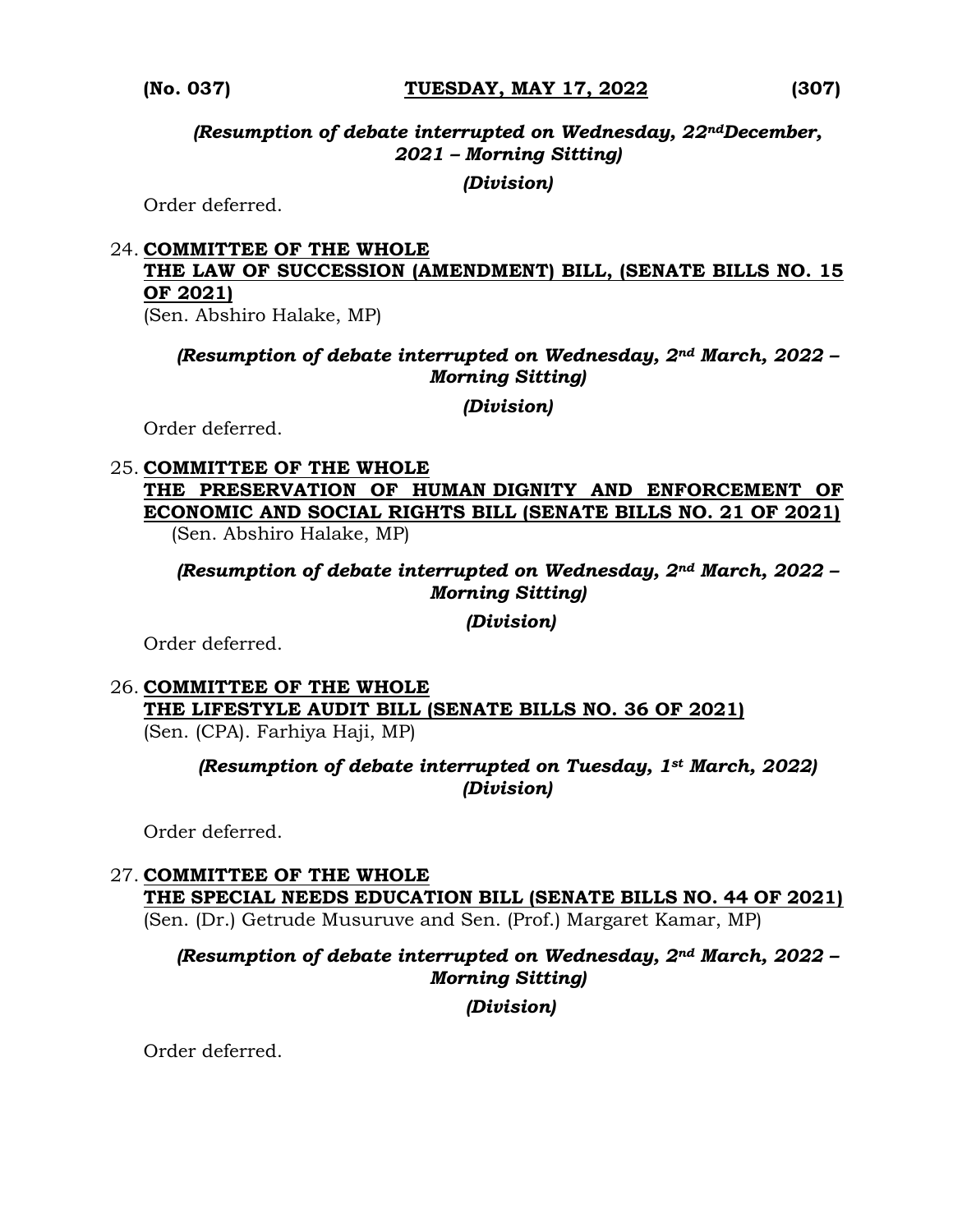*(Resumption of debate interrupted on Wednesday, 22nd December, 2021 – Morning Sitting)*

*(Division)*

Order deferred.

24. **COMMITTEE OF THE WHOLE**
**THE LAW OF SUCCESSION (AMENDMENT) BILL, (SENATE BILLS NO. 15 OF 2021)**
(Sen. Abshiro Halake, MP)

*(Resumption of debate interrupted on Wednesday, 2nd March, 2022 – Morning Sitting)*

*(Division)*

Order deferred.

25. **COMMITTEE OF THE WHOLE**
**THE PRESERVATION OF HUMAN DIGNITY AND ENFORCEMENT OF ECONOMIC AND SOCIAL RIGHTS BILL (SENATE BILLS NO. 21 OF 2021)**
(Sen. Abshiro Halake, MP)

*(Resumption of debate interrupted on Wednesday, 2nd March, 2022 – Morning Sitting)*

*(Division)*

Order deferred.

26. **COMMITTEE OF THE WHOLE**
**THE LIFESTYLE AUDIT BILL (SENATE BILLS NO. 36 OF 2021)**
(Sen. (CPA). Farhiya Haji, MP)

*(Resumption of debate interrupted on Tuesday, 1st March, 2022)*
*(Division)*

Order deferred.

27. **COMMITTEE OF THE WHOLE**
**THE SPECIAL NEEDS EDUCATION BILL (SENATE BILLS NO. 44 OF 2021)**
(Sen. (Dr.) Getrude Musuruve and Sen. (Prof.) Margaret Kamar, MP)

*(Resumption of debate interrupted on Wednesday, 2nd March, 2022 – Morning Sitting)*

*(Division)*

Order deferred.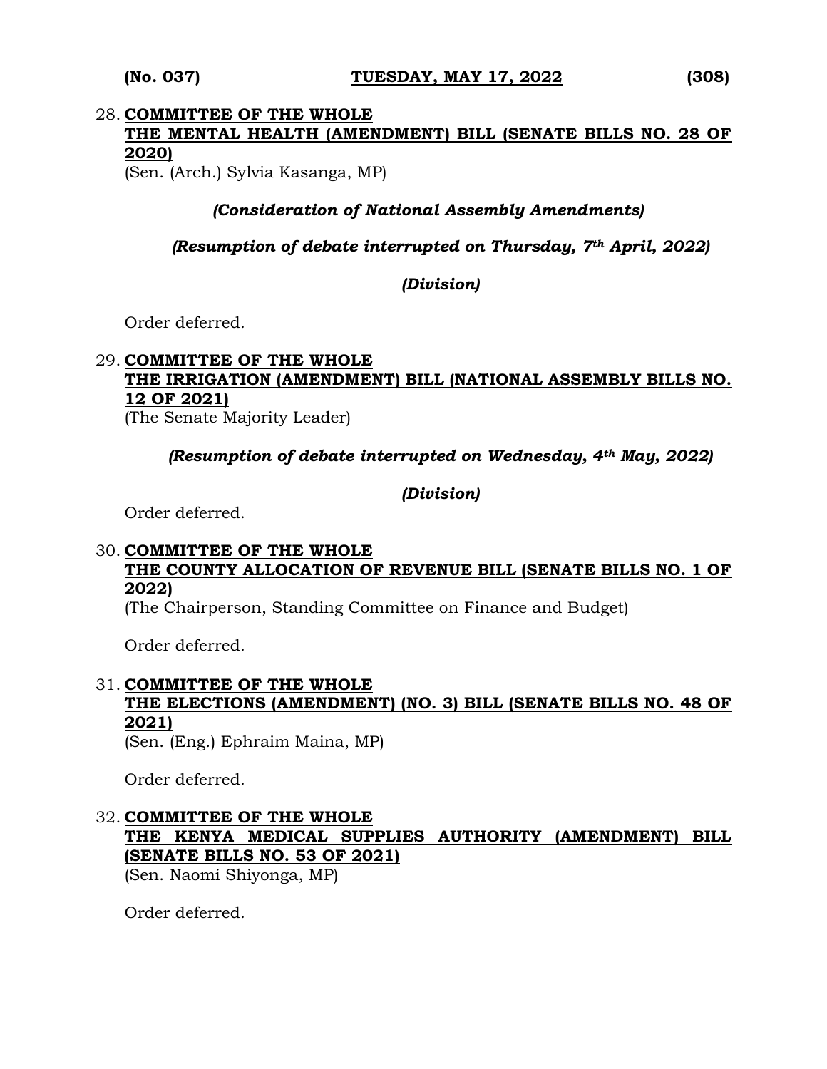28. **COMMITTEE OF THE WHOLE**
**THE MENTAL HEALTH (AMENDMENT) BILL (SENATE BILLS NO. 28 OF 2020)**
(Sen. (Arch.) Sylvia Kasanga, MP)

*(Consideration of National Assembly Amendments)*

*(Resumption of debate interrupted on Thursday, 7th April, 2022)*

*(Division)*

Order deferred.

29. **COMMITTEE OF THE WHOLE**
**THE IRRIGATION (AMENDMENT) BILL (NATIONAL ASSEMBLY BILLS NO. 12 OF 2021)**
(The Senate Majority Leader)

*(Resumption of debate interrupted on Wednesday, 4th May, 2022)*

*(Division)*

Order deferred.

30. **COMMITTEE OF THE WHOLE**
**THE COUNTY ALLOCATION OF REVENUE BILL (SENATE BILLS NO. 1 OF 2022)**
(The Chairperson, Standing Committee on Finance and Budget)

Order deferred.

31. **COMMITTEE OF THE WHOLE**
**THE ELECTIONS (AMENDMENT) (NO. 3) BILL (SENATE BILLS NO. 48 OF 2021)**
(Sen. (Eng.) Ephraim Maina, MP)

Order deferred.

32. **COMMITTEE OF THE WHOLE**
**THE KENYA MEDICAL SUPPLIES AUTHORITY (AMENDMENT) BILL (SENATE BILLS NO. 53 OF 2021)**
(Sen. Naomi Shiyonga, MP)

Order deferred.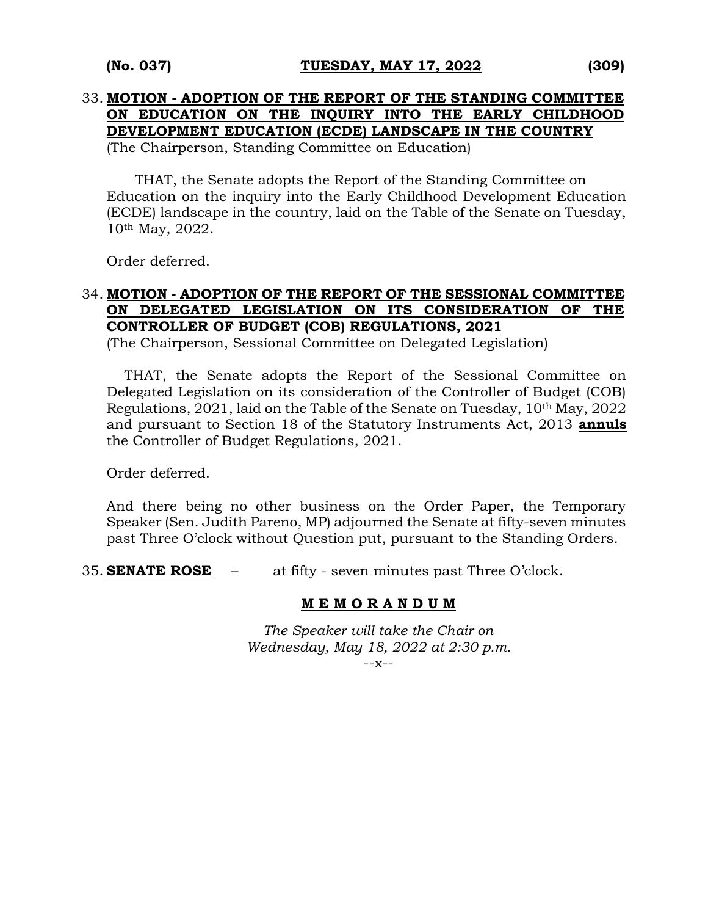33. **MOTION - ADOPTION OF THE REPORT OF THE STANDING COMMITTEE ON EDUCATION ON THE INQUIRY INTO THE EARLY CHILDHOOD DEVELOPMENT EDUCATION (ECDE) LANDSCAPE IN THE COUNTRY**
(The Chairperson, Standing Committee on Education)

THAT, the Senate adopts the Report of the Standing Committee on Education on the inquiry into the Early Childhood Development Education (ECDE) landscape in the country, laid on the Table of the Senate on Tuesday, 10th May, 2022.

Order deferred.

34. **MOTION - ADOPTION OF THE REPORT OF THE SESSIONAL COMMITTEE ON DELEGATED LEGISLATION ON ITS CONSIDERATION OF THE CONTROLLER OF BUDGET (COB) REGULATIONS, 2021**
(The Chairperson, Sessional Committee on Delegated Legislation)

THAT, the Senate adopts the Report of the Sessional Committee on Delegated Legislation on its consideration of the Controller of Budget (COB) Regulations, 2021, laid on the Table of the Senate on Tuesday, 10th May, 2022 and pursuant to Section 18 of the Statutory Instruments Act, 2013 **annuls** the Controller of Budget Regulations, 2021.

Order deferred.

And there being no other business on the Order Paper, the Temporary Speaker (Sen. Judith Pareno, MP) adjourned the Senate at fifty-seven minutes past Three O'clock without Question put, pursuant to the Standing Orders.

35. **SENATE ROSE** – at fifty - seven minutes past Three O'clock.

**M E M O R A N D U M**

*The Speaker will take the Chair on Wednesday, May 18, 2022 at 2:30 p.m.*

--x--